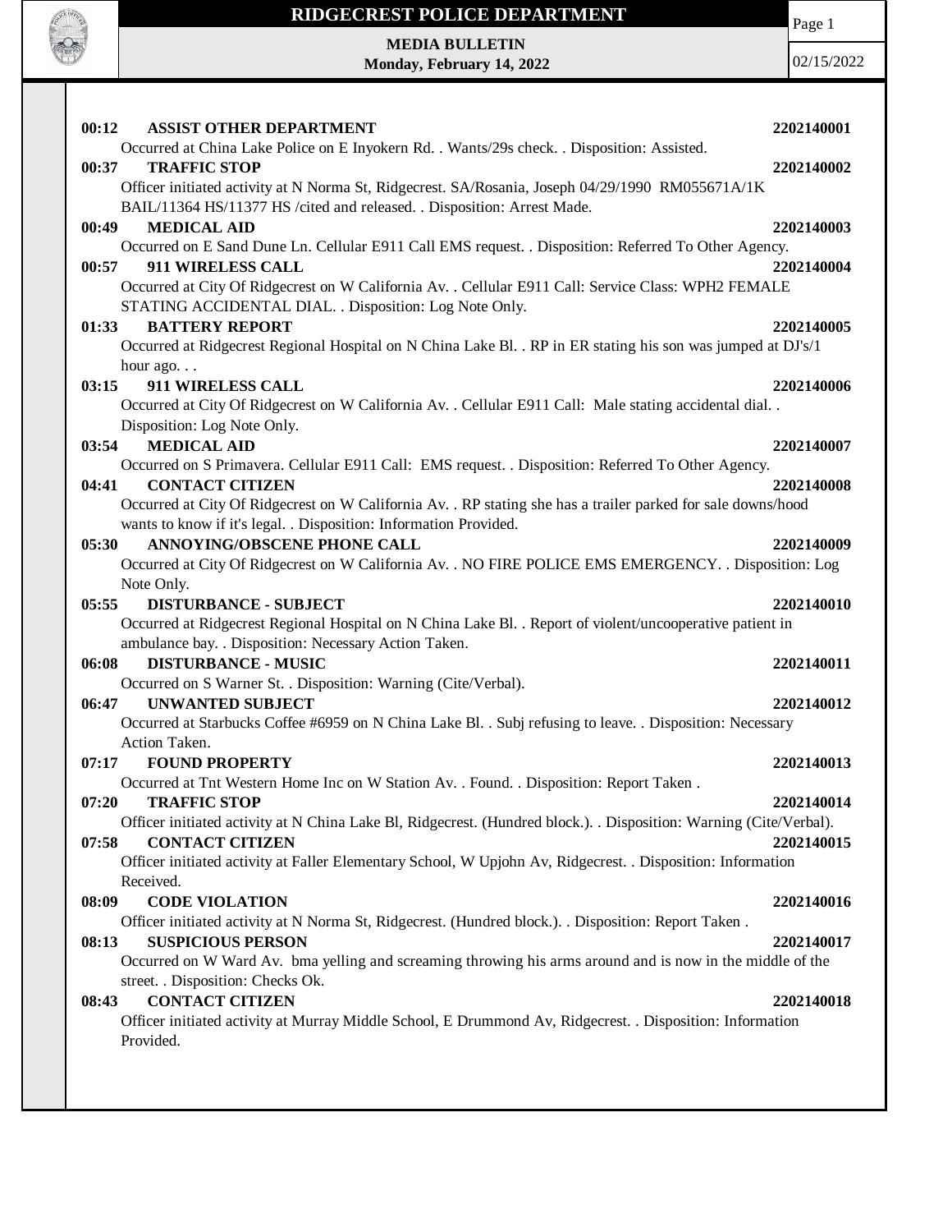# RIDGECREST POLICE DEPARTMENT

**MEDIA BULLETIN**
**Monday, February 14, 2022**

02/15/2022

**00:12 ASSIST OTHER DEPARTMENT** **2202140001**
Occurred at China Lake Police on E Inyokern Rd. . Wants/29s check. . Disposition: Assisted.

**00:37 TRAFFIC STOP** **2202140002**
Officer initiated activity at N Norma St, Ridgecrest. SA/Rosania, Joseph 04/29/1990 RM055671A/1K BAIL/11364 HS/11377 HS /cited and released. . Disposition: Arrest Made.

**00:49 MEDICAL AID** **2202140003**
Occurred on E Sand Dune Ln. Cellular E911 Call EMS request. . Disposition: Referred To Other Agency.

**00:57 911 WIRELESS CALL** **2202140004**
Occurred at City Of Ridgecrest on W California Av. . Cellular E911 Call: Service Class: WPH2 FEMALE STATING ACCIDENTAL DIAL. . Disposition: Log Note Only.

**01:33 BATTERY REPORT** **2202140005**
Occurred at Ridgecrest Regional Hospital on N China Lake Bl. . RP in ER stating his son was jumped at DJ's/1 hour ago. . .

**03:15 911 WIRELESS CALL** **2202140006**
Occurred at City Of Ridgecrest on W California Av. . Cellular E911 Call: Male stating accidental dial. . Disposition: Log Note Only.

**03:54 MEDICAL AID** **2202140007**
Occurred on S Primavera. Cellular E911 Call: EMS request. . Disposition: Referred To Other Agency.

**04:41 CONTACT CITIZEN** **2202140008**
Occurred at City Of Ridgecrest on W California Av. . RP stating she has a trailer parked for sale downs/hood wants to know if it's legal. . Disposition: Information Provided.

**05:30 ANNOYING/OBSCENE PHONE CALL** **2202140009**
Occurred at City Of Ridgecrest on W California Av. . NO FIRE POLICE EMS EMERGENCY. . Disposition: Log Note Only.

**05:55 DISTURBANCE - SUBJECT** **2202140010**
Occurred at Ridgecrest Regional Hospital on N China Lake Bl. . Report of violent/uncooperative patient in ambulance bay. . Disposition: Necessary Action Taken.

**06:08 DISTURBANCE - MUSIC** **2202140011**
Occurred on S Warner St. . Disposition: Warning (Cite/Verbal).

**06:47 UNWANTED SUBJECT** **2202140012**
Occurred at Starbucks Coffee #6959 on N China Lake Bl. . Subj refusing to leave. . Disposition: Necessary Action Taken.

**07:17 FOUND PROPERTY** **2202140013**
Occurred at Tnt Western Home Inc on W Station Av. . Found. . Disposition: Report Taken .

**07:20 TRAFFIC STOP** **2202140014**
Officer initiated activity at N China Lake Bl, Ridgecrest. (Hundred block.). . Disposition: Warning (Cite/Verbal).

**07:58 CONTACT CITIZEN** **2202140015**
Officer initiated activity at Faller Elementary School, W Upjohn Av, Ridgecrest. . Disposition: Information Received.

**08:09 CODE VIOLATION** **2202140016**
Officer initiated activity at N Norma St, Ridgecrest. (Hundred block.). . Disposition: Report Taken .

**08:13 SUSPICIOUS PERSON** **2202140017**
Occurred on W Ward Av. bma yelling and screaming throwing his arms around and is now in the middle of the street. . Disposition: Checks Ok.

**08:43 CONTACT CITIZEN** **2202140018**
Officer initiated activity at Murray Middle School, E Drummond Av, Ridgecrest. . Disposition: Information Provided.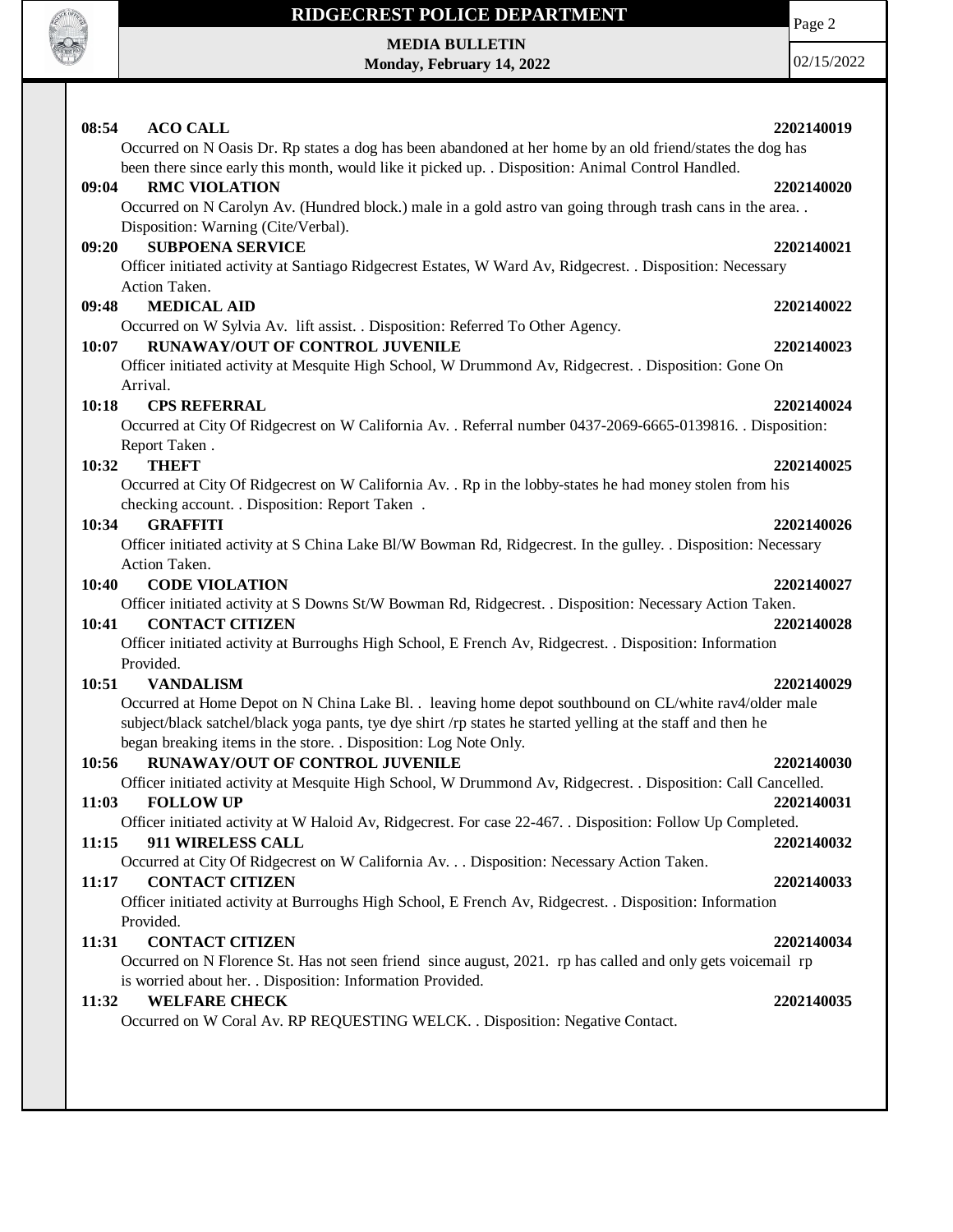**08:54 ACO CALL 2202140019**

Occurred on N Oasis Dr. Rp states a dog has been abandoned at her home by an old friend/states the dog has been there since early this month, would like it picked up. . Disposition: Animal Control Handled.

**09:04 RMC VIOLATION 2202140020**

Occurred on N Carolyn Av. (Hundred block.) male in a gold astro van going through trash cans in the area. . Disposition: Warning (Cite/Verbal).

**09:20 SUBPOENA SERVICE 2202140021**

Officer initiated activity at Santiago Ridgecrest Estates, W Ward Av, Ridgecrest. . Disposition: Necessary Action Taken.

**09:48 MEDICAL AID 2202140022**

Occurred on W Sylvia Av. lift assist. . Disposition: Referred To Other Agency.

**10:07 RUNAWAY/OUT OF CONTROL JUVENILE 2202140023**

Officer initiated activity at Mesquite High School, W Drummond Av, Ridgecrest. . Disposition: Gone On Arrival.

**10:18 CPS REFERRAL 2202140024**

Occurred at City Of Ridgecrest on W California Av. . Referral number 0437-2069-6665-0139816. . Disposition: Report Taken .

**10:32 THEFT 2202140025**

Occurred at City Of Ridgecrest on W California Av. . Rp in the lobby-states he had money stolen from his checking account. . Disposition: Report Taken .

**10:34 GRAFFITI 2202140026**

Officer initiated activity at S China Lake Bl/W Bowman Rd, Ridgecrest. In the gulley. . Disposition: Necessary Action Taken.

**10:40 CODE VIOLATION 2202140027**

Officer initiated activity at S Downs St/W Bowman Rd, Ridgecrest. . Disposition: Necessary Action Taken.

**10:41 CONTACT CITIZEN 2202140028**

Officer initiated activity at Burroughs High School, E French Av, Ridgecrest. . Disposition: Information Provided.

**10:51 VANDALISM 2202140029**

Occurred at Home Depot on N China Lake Bl. . leaving home depot southbound on CL/white rav4/older male subject/black satchel/black yoga pants, tye dye shirt /rp states he started yelling at the staff and then he began breaking items in the store. . Disposition: Log Note Only.

**10:56 RUNAWAY/OUT OF CONTROL JUVENILE 2202140030**

Officer initiated activity at Mesquite High School, W Drummond Av, Ridgecrest. . Disposition: Call Cancelled.

**11:03 FOLLOW UP 2202140031**

Officer initiated activity at W Haloid Av, Ridgecrest. For case 22-467. . Disposition: Follow Up Completed.

**11:15 911 WIRELESS CALL 2202140032**

Occurred at City Of Ridgecrest on W California Av. . . Disposition: Necessary Action Taken.

**11:17 CONTACT CITIZEN 2202140033**

Officer initiated activity at Burroughs High School, E French Av, Ridgecrest. . Disposition: Information Provided.

**11:31 CONTACT CITIZEN 2202140034**

Occurred on N Florence St. Has not seen friend since august, 2021. rp has called and only gets voicemail rp is worried about her. . Disposition: Information Provided.

**11:32 WELFARE CHECK 2202140035**

Occurred on W Coral Av. RP REQUESTING WELCK. . Disposition: Negative Contact.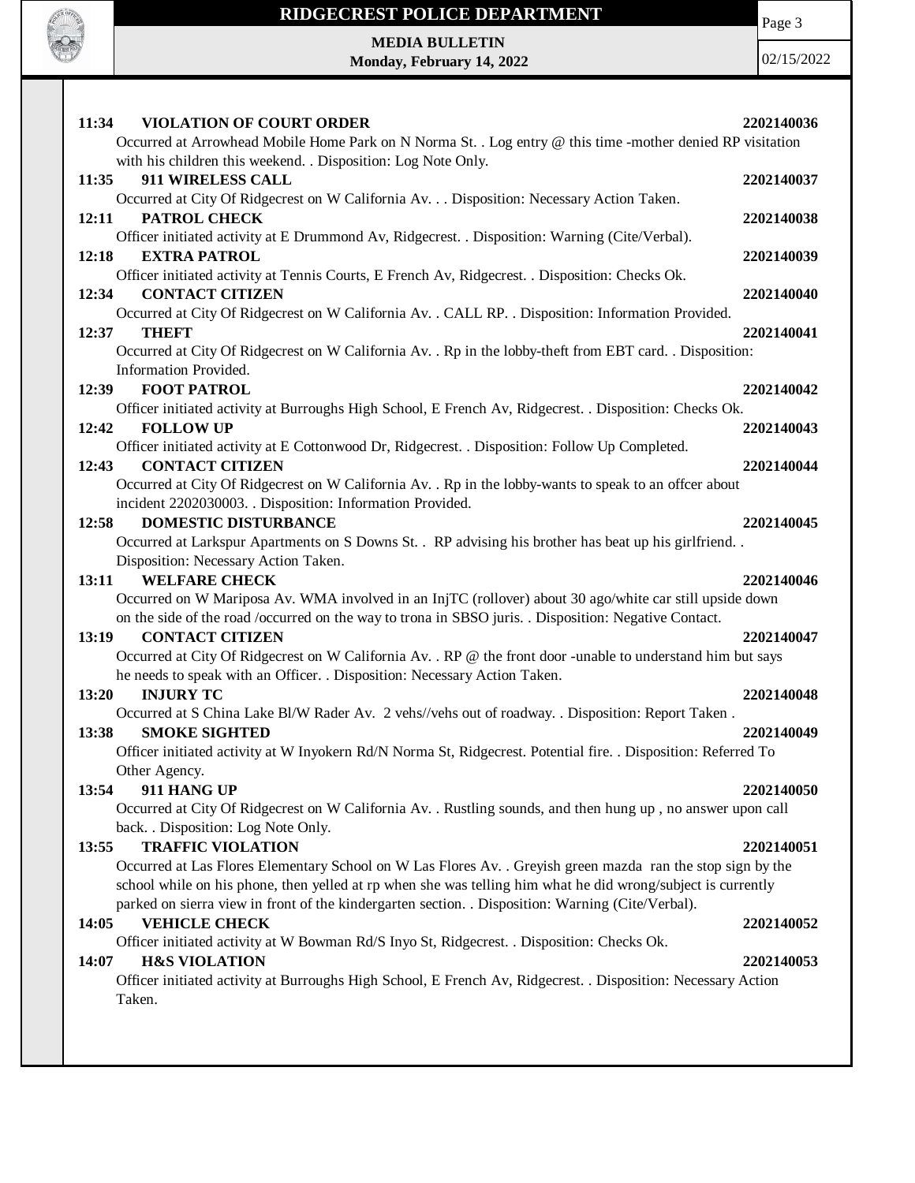**11:34 VIOLATION OF COURT ORDER** **2202140036**

Occurred at Arrowhead Mobile Home Park on N Norma St. . Log entry @ this time -mother denied RP visitation with his children this weekend. . Disposition: Log Note Only.

**11:35 911 WIRELESS CALL** **2202140037**

Occurred at City Of Ridgecrest on W California Av. . . Disposition: Necessary Action Taken.

**12:11 PATROL CHECK** **2202140038**

Officer initiated activity at E Drummond Av, Ridgecrest. . Disposition: Warning (Cite/Verbal).

**12:18 EXTRA PATROL** **2202140039**

Officer initiated activity at Tennis Courts, E French Av, Ridgecrest. . Disposition: Checks Ok.

**12:34 CONTACT CITIZEN** **2202140040**

Occurred at City Of Ridgecrest on W California Av. . CALL RP. . Disposition: Information Provided.

**12:37 THEFT** **2202140041**

Occurred at City Of Ridgecrest on W California Av. . Rp in the lobby-theft from EBT card. . Disposition: Information Provided.

**12:39 FOOT PATROL** **2202140042**

Officer initiated activity at Burroughs High School, E French Av, Ridgecrest. . Disposition: Checks Ok.

**12:42 FOLLOW UP** **2202140043**

Officer initiated activity at E Cottonwood Dr, Ridgecrest. . Disposition: Follow Up Completed.

**12:43 CONTACT CITIZEN** **2202140044**

Occurred at City Of Ridgecrest on W California Av. . Rp in the lobby-wants to speak to an offcer about incident 2202030003. . Disposition: Information Provided.

**12:58 DOMESTIC DISTURBANCE** **2202140045**

Occurred at Larkspur Apartments on S Downs St. . RP advising his brother has beat up his girlfriend. . Disposition: Necessary Action Taken.

**13:11 WELFARE CHECK** **2202140046**

Occurred on W Mariposa Av. WMA involved in an InjTC (rollover) about 30 ago/white car still upside down on the side of the road /occurred on the way to trona in SBSO juris. . Disposition: Negative Contact.

**13:19 CONTACT CITIZEN** **2202140047**

Occurred at City Of Ridgecrest on W California Av. . RP @ the front door -unable to understand him but says he needs to speak with an Officer. . Disposition: Necessary Action Taken.

**13:20 INJURY TC** **2202140048**

Occurred at S China Lake Bl/W Rader Av. 2 vehs//vehs out of roadway. . Disposition: Report Taken .

**13:38 SMOKE SIGHTED** **2202140049**

Officer initiated activity at W Inyokern Rd/N Norma St, Ridgecrest. Potential fire. . Disposition: Referred To Other Agency.

**13:54 911 HANG UP** **2202140050**

Occurred at City Of Ridgecrest on W California Av. . Rustling sounds, and then hung up , no answer upon call back. . Disposition: Log Note Only.

**13:55 TRAFFIC VIOLATION** **2202140051**

Occurred at Las Flores Elementary School on W Las Flores Av. . Greyish green mazda ran the stop sign by the school while on his phone, then yelled at rp when she was telling him what he did wrong/subject is currently parked on sierra view in front of the kindergarten section. . Disposition: Warning (Cite/Verbal).

**14:05 VEHICLE CHECK** **2202140052**

Officer initiated activity at W Bowman Rd/S Inyo St, Ridgecrest. . Disposition: Checks Ok.

**14:07 H&S VIOLATION** **2202140053**

Officer initiated activity at Burroughs High School, E French Av, Ridgecrest. . Disposition: Necessary Action Taken.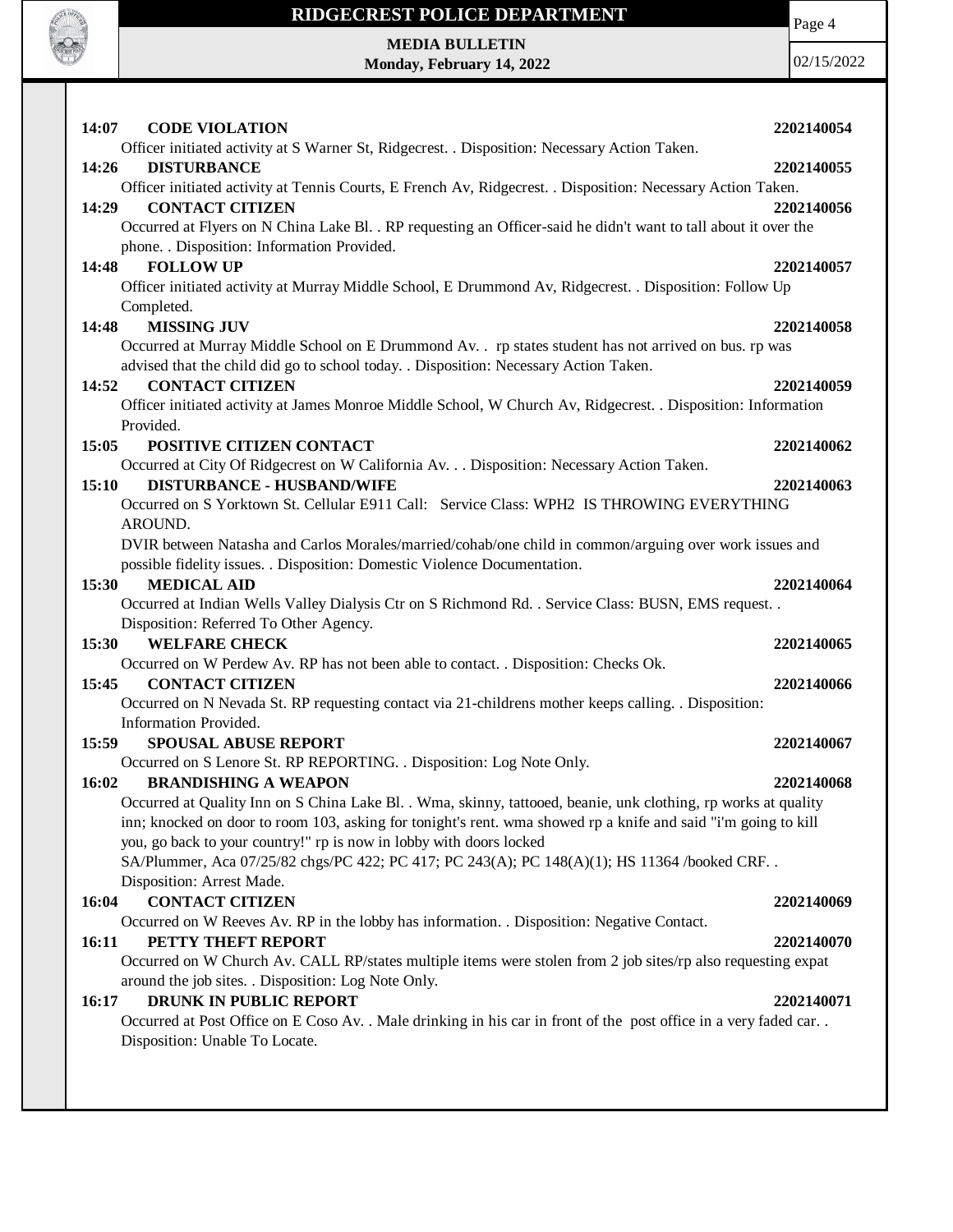**14:07 CODE VIOLATION** **2202140054**

Officer initiated activity at S Warner St, Ridgecrest. . Disposition: Necessary Action Taken.

**14:26 DISTURBANCE** **2202140055**

Officer initiated activity at Tennis Courts, E French Av, Ridgecrest. . Disposition: Necessary Action Taken.

**14:29 CONTACT CITIZEN** **2202140056**

Occurred at Flyers on N China Lake Bl. . RP requesting an Officer-said he didn't want to tall about it over the phone. . Disposition: Information Provided.

**14:48 FOLLOW UP** **2202140057**

Officer initiated activity at Murray Middle School, E Drummond Av, Ridgecrest. . Disposition: Follow Up Completed.

**14:48 MISSING JUV** **2202140058**

Occurred at Murray Middle School on E Drummond Av. . rp states student has not arrived on bus. rp was advised that the child did go to school today. . Disposition: Necessary Action Taken.

**14:52 CONTACT CITIZEN** **2202140059**

Officer initiated activity at James Monroe Middle School, W Church Av, Ridgecrest. . Disposition: Information Provided.

**15:05 POSITIVE CITIZEN CONTACT** **2202140062**

Occurred at City Of Ridgecrest on W California Av. . . Disposition: Necessary Action Taken.

**15:10 DISTURBANCE - HUSBAND/WIFE** **2202140063**

Occurred on S Yorktown St. Cellular E911 Call: Service Class: WPH2 IS THROWING EVERYTHING AROUND.

DVIR between Natasha and Carlos Morales/married/cohab/one child in common/arguing over work issues and possible fidelity issues. . Disposition: Domestic Violence Documentation.

**15:30 MEDICAL AID** **2202140064**

Occurred at Indian Wells Valley Dialysis Ctr on S Richmond Rd. . Service Class: BUSN, EMS request. . Disposition: Referred To Other Agency.

**15:30 WELFARE CHECK** **2202140065**

Occurred on W Perdew Av. RP has not been able to contact. . Disposition: Checks Ok.

**15:45 CONTACT CITIZEN** **2202140066**

Occurred on N Nevada St. RP requesting contact via 21-childrens mother keeps calling. . Disposition: Information Provided.

**15:59 SPOUSAL ABUSE REPORT** **2202140067**

Occurred on S Lenore St. RP REPORTING. . Disposition: Log Note Only.

**16:02 BRANDISHING A WEAPON** **2202140068**

Occurred at Quality Inn on S China Lake Bl. . Wma, skinny, tattooed, beanie, unk clothing, rp works at quality inn; knocked on door to room 103, asking for tonight's rent. wma showed rp a knife and said "i'm going to kill you, go back to your country!" rp is now in lobby with doors locked

SA/Plummer, Aca 07/25/82 chgs/PC 422; PC 417; PC 243(A); PC 148(A)(1); HS 11364 /booked CRF. . Disposition: Arrest Made.

**16:04 CONTACT CITIZEN** **2202140069**

Occurred on W Reeves Av. RP in the lobby has information. . Disposition: Negative Contact.

**16:11 PETTY THEFT REPORT** **2202140070**

Occurred on W Church Av. CALL RP/states multiple items were stolen from 2 job sites/rp also requesting expat around the job sites. . Disposition: Log Note Only.

**16:17 DRUNK IN PUBLIC REPORT** **2202140071**

Occurred at Post Office on E Coso Av. . Male drinking in his car in front of the post office in a very faded car. . Disposition: Unable To Locate.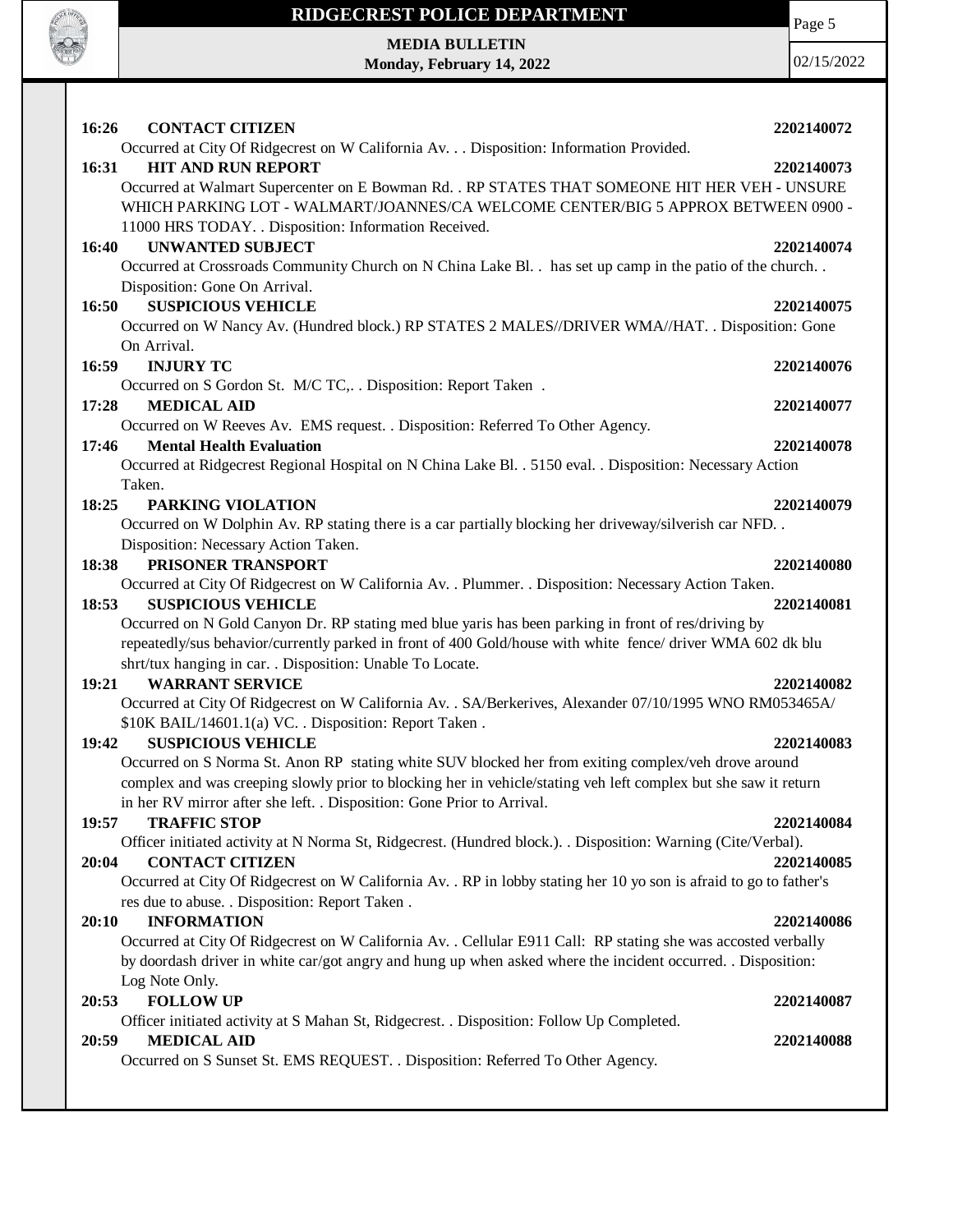**16:26 CONTACT CITIZEN** 2202140072

Occurred at City Of Ridgecrest on W California Av. . . Disposition: Information Provided.

**16:31 HIT AND RUN REPORT** 2202140073

Occurred at Walmart Supercenter on E Bowman Rd. . RP STATES THAT SOMEONE HIT HER VEH - UNSURE WHICH PARKING LOT - WALMART/JOANNES/CA WELCOME CENTER/BIG 5 APPROX BETWEEN 0900 - 11000 HRS TODAY. . Disposition: Information Received.

**16:40 UNWANTED SUBJECT** 2202140074

Occurred at Crossroads Community Church on N China Lake Bl. . has set up camp in the patio of the church. . Disposition: Gone On Arrival.

**16:50 SUSPICIOUS VEHICLE** 2202140075

Occurred on W Nancy Av. (Hundred block.) RP STATES 2 MALES//DRIVER WMA//HAT. . Disposition: Gone On Arrival.

**16:59 INJURY TC** 2202140076

Occurred on S Gordon St. M/C TC,. . Disposition: Report Taken .

**17:28 MEDICAL AID** 2202140077

Occurred on W Reeves Av. EMS request. . Disposition: Referred To Other Agency.

**17:46 Mental Health Evaluation** 2202140078

Occurred at Ridgecrest Regional Hospital on N China Lake Bl. . 5150 eval. . Disposition: Necessary Action Taken.

**18:25 PARKING VIOLATION** 2202140079

Occurred on W Dolphin Av. RP stating there is a car partially blocking her driveway/silverish car NFD. . Disposition: Necessary Action Taken.

**18:38 PRISONER TRANSPORT** 2202140080

Occurred at City Of Ridgecrest on W California Av. . Plummer. . Disposition: Necessary Action Taken.

**18:53 SUSPICIOUS VEHICLE** 2202140081

Occurred on N Gold Canyon Dr. RP stating med blue yaris has been parking in front of res/driving by repeatedly/sus behavior/currently parked in front of 400 Gold/house with white fence/ driver WMA 602 dk blu shrt/tux hanging in car. . Disposition: Unable To Locate.

**19:21 WARRANT SERVICE** 2202140082

Occurred at City Of Ridgecrest on W California Av. . SA/Berkerives, Alexander 07/10/1995 WNO RM053465A/ $10K BAIL/14601.1(a) VC. . Disposition: Report Taken .

**19:42 SUSPICIOUS VEHICLE** 2202140083

Occurred on S Norma St. Anon RP stating white SUV blocked her from exiting complex/veh drove around complex and was creeping slowly prior to blocking her in vehicle/stating veh left complex but she saw it return in her RV mirror after she left. . Disposition: Gone Prior to Arrival.

**19:57 TRAFFIC STOP** 2202140084

Officer initiated activity at N Norma St, Ridgecrest. (Hundred block.). . Disposition: Warning (Cite/Verbal).

**20:04 CONTACT CITIZEN** 2202140085

Occurred at City Of Ridgecrest on W California Av. . RP in lobby stating her 10 yo son is afraid to go to father's res due to abuse. . Disposition: Report Taken .

**20:10 INFORMATION** 2202140086

Occurred at City Of Ridgecrest on W California Av. . Cellular E911 Call: RP stating she was accosted verbally by doordash driver in white car/got angry and hung up when asked where the incident occurred. . Disposition: Log Note Only.

**20:53 FOLLOW UP** 2202140087

Officer initiated activity at S Mahan St, Ridgecrest. . Disposition: Follow Up Completed.

**20:59 MEDICAL AID** 2202140088

Occurred on S Sunset St. EMS REQUEST. . Disposition: Referred To Other Agency.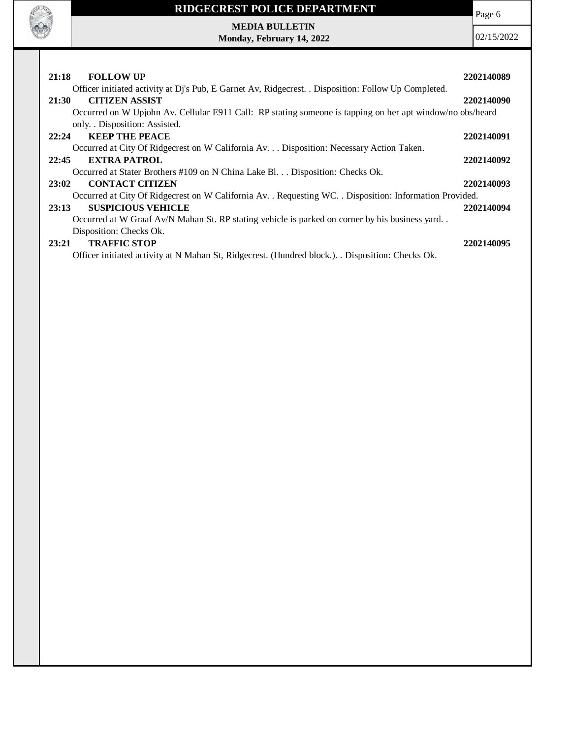**21:18 FOLLOW UP** **2202140089**

Officer initiated activity at Dj's Pub, E Garnet Av, Ridgecrest. . Disposition: Follow Up Completed.

**21:30 CITIZEN ASSIST** **2202140090**

Occurred on W Upjohn Av. Cellular E911 Call: RP stating someone is tapping on her apt window/no obs/heard only. . Disposition: Assisted.

**22:24 KEEP THE PEACE** **2202140091**

Occurred at City Of Ridgecrest on W California Av. . . Disposition: Necessary Action Taken.

**22:45 EXTRA PATROL** **2202140092**

Occurred at Stater Brothers #109 on N China Lake Bl. . . Disposition: Checks Ok.

**23:02 CONTACT CITIZEN** **2202140093**

Occurred at City Of Ridgecrest on W California Av. . Requesting WC. . Disposition: Information Provided.

**23:13 SUSPICIOUS VEHICLE** **2202140094**

Occurred at W Graaf Av/N Mahan St. RP stating vehicle is parked on corner by his business yard. . Disposition: Checks Ok.

**23:21 TRAFFIC STOP** **2202140095**

Officer initiated activity at N Mahan St, Ridgecrest. (Hundred block.). . Disposition: Checks Ok.